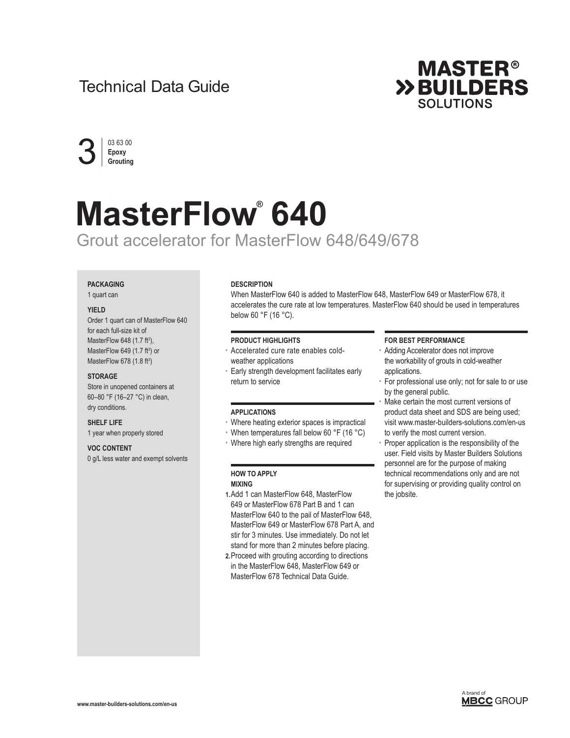Technical Data Guide

MASTER® BUILDERS SOLUTIONS

3 | 03 63 00 **Epoxy Grouting**

# MasterFlow® 640

## Grout accelerator for MasterFlow 648/649/678

**PACKAGING**

1 quart can

**YIELD**

Order 1 quart can of MasterFlow 640 for each full-size kit of MasterFlow 648 (1.7 ft³), MasterFlow 649 (1.7 ft³) or MasterFlow 678 (1.8 ft³)

**STORAGE**

Store in unopened containers at 60–80 °F (16–27 °C) in clean, dry conditions.

**SHELF LIFE**

1 year when properly stored

**VOC CONTENT**

0 g/L less water and exempt solvents

### DESCRIPTION

When MasterFlow 640 is added to MasterFlow 648, MasterFlow 649 or MasterFlow 678, it accelerates the cure rate at low temperatures. MasterFlow 640 should be used in temperatures below 60 °F (16 °C).

### PRODUCT HIGHLIGHTS

- Accelerated cure rate enables cold-weather applications
- Early strength development facilitates early return to service

### APPLICATIONS

- Where heating exterior spaces is impractical
- When temperatures fall below 60 °F (16 °C)
- Where high early strengths are required

### HOW TO APPLY

**MIXING**

1. Add 1 can MasterFlow 648, MasterFlow 649 or MasterFlow 678 Part B and 1 can MasterFlow 640 to the pail of MasterFlow 648, MasterFlow 649 or MasterFlow 678 Part A, and stir for 3 minutes. Use immediately. Do not let stand for more than 2 minutes before placing.
2. Proceed with grouting according to directions in the MasterFlow 648, MasterFlow 649 or MasterFlow 678 Technical Data Guide.

### FOR BEST PERFORMANCE

- Adding Accelerator does not improve the workability of grouts in cold-weather applications.
- For professional use only; not for sale to or use by the general public.
- Make certain the most current versions of product data sheet and SDS are being used; visit www.master-builders-solutions.com/en-us to verify the most current version.
- Proper application is the responsibility of the user. Field visits by Master Builders Solutions personnel are for the purpose of making technical recommendations only and are not for supervising or providing quality control on the jobsite.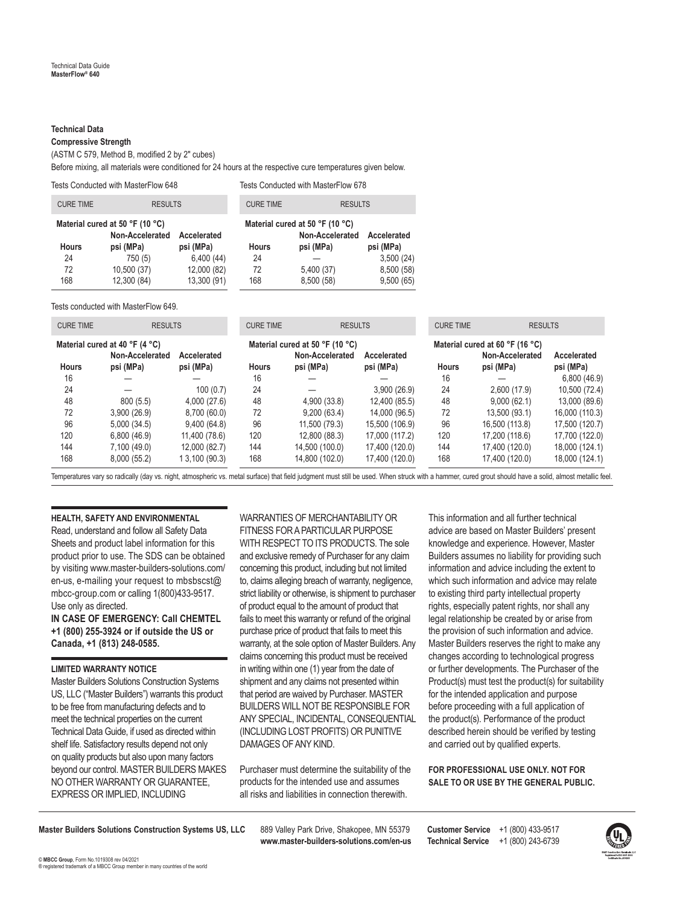### Technical Data

**Compressive Strength**

(ASTM C 579, Method B, modified 2 by 2" cubes)

Before mixing, all materials were conditioned for 24 hours at the respective cure temperatures given below.

Tests Conducted with MasterFlow 648

| CURE TIME | RESULTS | |
|---|---|---|
| **Material cured at 50 °F (10 °C)** | | |
| **Hours** | **Non-Accelerated psi (MPa)** | **Accelerated psi (MPa)** |
| 24 | 750 (5) | 6,400 (44) |
| 72 | 10,500 (37) | 12,000 (82) |
| 168 | 12,300 (84) | 13,300 (91) |

Tests Conducted with MasterFlow 678

| CURE TIME | RESULTS | |
|---|---|---|
| **Material cured at 50 °F (10 °C)** | | |
| **Hours** | **Non-Accelerated psi (MPa)** | **Accelerated psi (MPa)** |
| 24 | — | 3,500 (24) |
| 72 | 5,400 (37) | 8,500 (58) |
| 168 | 8,500 (58) | 9,500 (65) |

Tests conducted with MasterFlow 649.

| CURE TIME | RESULTS | |
|---|---|---|
| **Material cured at 40 °F (4 °C)** | | |
| **Hours** | **Non-Accelerated psi (MPa)** | **Accelerated psi (MPa)** |
| 16 | — | — |
| 24 | — | 100 (0.7) |
| 48 | 800 (5.5) | 4,000 (27.6) |
| 72 | 3,900 (26.9) | 8,700 (60.0) |
| 96 | 5,000 (34.5) | 9,400 (64.8) |
| 120 | 6,800 (46.9) | 11,400 (78.6) |
| 144 | 7,100 (49.0) | 12,000 (82.7) |
| 168 | 8,000 (55.2) | 1 3,100 (90.3) |

| CURE TIME | RESULTS | |
|---|---|---|
| **Material cured at 50 °F (10 °C)** | | |
| **Hours** | **Non-Accelerated psi (MPa)** | **Accelerated psi (MPa)** |
| 16 | — | — |
| 24 | — | 3,900 (26.9) |
| 48 | 4,900 (33.8) | 12,400 (85.5) |
| 72 | 9,200 (63.4) | 14,000 (96.5) |
| 96 | 11,500 (79.3) | 15,500 (106.9) |
| 120 | 12,800 (88.3) | 17,000 (117.2) |
| 144 | 14,500 (100.0) | 17,400 (120.0) |
| 168 | 14,800 (102.0) | 17,400 (120.0) |

| CURE TIME | RESULTS | |
|---|---|---|
| **Material cured at 60 °F (16 °C)** | | |
| **Hours** | **Non-Accelerated psi (MPa)** | **Accelerated psi (MPa)** |
| 16 | — | 6,800 (46.9) |
| 24 | 2,600 (17.9) | 10,500 (72.4) |
| 48 | 9,000 (62.1) | 13,000 (89.6) |
| 72 | 13,500 (93.1) | 16,000 (110.3) |
| 96 | 16,500 (113.8) | 17,500 (120.7) |
| 120 | 17,200 (118.6) | 17,700 (122.0) |
| 144 | 17,400 (120.0) | 18,000 (124.1) |
| 168 | 17,400 (120.0) | 18,000 (124.1) |

Temperatures vary so radically (day vs. night, atmospheric vs. metal surface) that field judgment must still be used. When struck with a hammer, cured grout should have a solid, almost metallic feel.

#### HEALTH, SAFETY AND ENVIRONMENTAL

Read, understand and follow all Safety Data Sheets and product label information for this product prior to use. The SDS can be obtained by visiting www.master-builders-solutions.com/en-us, e-mailing your request to mbsbscst@mbcc-group.com or calling 1(800)433-9517. Use only as directed.

**IN CASE OF EMERGENCY: Call CHEMTEL +1 (800) 255-3924 or if outside the US or Canada, +1 (813) 248-0585.**

#### LIMITED WARRANTY NOTICE

Master Builders Solutions Construction Systems US, LLC ("Master Builders") warrants this product to be free from manufacturing defects and to meet the technical properties on the current Technical Data Guide, if used as directed within shelf life. Satisfactory results depend not only on quality products but also upon many factors beyond our control. MASTER BUILDERS MAKES NO OTHER WARRANTY OR GUARANTEE, EXPRESS OR IMPLIED, INCLUDING WARRANTIES OF MERCHANTABILITY OR FITNESS FOR A PARTICULAR PURPOSE WITH RESPECT TO ITS PRODUCTS. The sole and exclusive remedy of Purchaser for any claim concerning this product, including but not limited to, claims alleging breach of warranty, negligence, strict liability or otherwise, is shipment to purchaser of product equal to the amount of product that fails to meet this warranty or refund of the original purchase price of product that fails to meet this warranty, at the sole option of Master Builders. Any claims concerning this product must be received in writing within one (1) year from the date of shipment and any claims not presented within that period are waived by Purchaser. MASTER BUILDERS WILL NOT BE RESPONSIBLE FOR ANY SPECIAL, INCIDENTAL, CONSEQUENTIAL (INCLUDING LOST PROFITS) OR PUNITIVE DAMAGES OF ANY KIND.

Purchaser must determine the suitability of the products for the intended use and assumes all risks and liabilities in connection therewith.

This information and all further technical advice are based on Master Builders' present knowledge and experience. However, Master Builders assumes no liability for providing such information and advice including the extent to which such information and advice may relate to existing third party intellectual property rights, especially patent rights, nor shall any legal relationship be created by or arise from the provision of such information and advice. Master Builders reserves the right to make any changes according to technological progress or further developments. The Purchaser of the Product(s) must test the product(s) for suitability for the intended application and purpose before proceeding with a full application of the product(s). Performance of the product described herein should be verified by testing and carried out by qualified experts.

**FOR PROFESSIONAL USE ONLY. NOT FOR SALE TO OR USE BY THE GENERAL PUBLIC.**

**Master Builders Solutions Construction Systems US, LLC** 889 Valley Park Drive, Shakopee, MN 55379 **www.master-builders-solutions.com/en-us**

**Customer Service** +1 (800) 433-9517
**Technical Service** +1 (800) 243-6739

© **MBCC Group**, Form No.1019308 rev 04/2021
® registered trademark of a MBCC Group member in many countries of the world